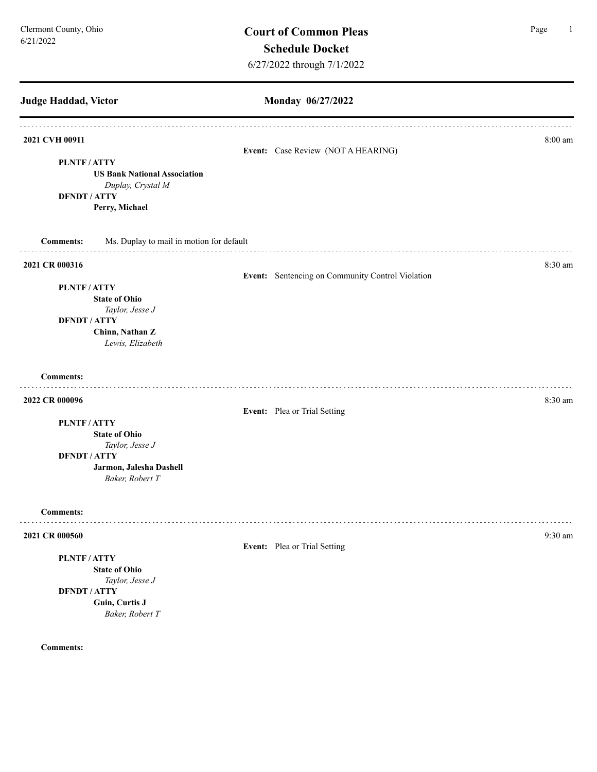Clermont County, Ohio
6/21/2022

# Court of Common Pleas
## Schedule Docket
6/27/2022 through 7/1/2022

---

**Judge Haddad, Victor** — **Monday 06/27/2022**

---

**2021 CVH 00911** — 8:00 am

**Event:** Case Review (NOT A HEARING)

**PLNTF / ATTY**
**US Bank National Association**
*Duplay, Crystal M*

**DFNDT / ATTY**
**Perry, Michael**

**Comments:** Ms. Duplay to mail in motion for default

---

**2021 CR 000316** — 8:30 am

**Event:** Sentencing on Community Control Violation

**PLNTF / ATTY**
**State of Ohio**
*Taylor, Jesse J*

**DFNDT / ATTY**
**Chinn, Nathan Z**
*Lewis, Elizabeth*

**Comments:**

---

**2022 CR 000096** — 8:30 am

**Event:** Plea or Trial Setting

**PLNTF / ATTY**
**State of Ohio**
*Taylor, Jesse J*

**DFNDT / ATTY**
**Jarmon, Jalesha Dashell**
*Baker, Robert T*

**Comments:**

---

**2021 CR 000560** — 9:30 am

**Event:** Plea or Trial Setting

**PLNTF / ATTY**
**State of Ohio**
*Taylor, Jesse J*

**DFNDT / ATTY**
**Guin, Curtis J**
*Baker, Robert T*

**Comments:**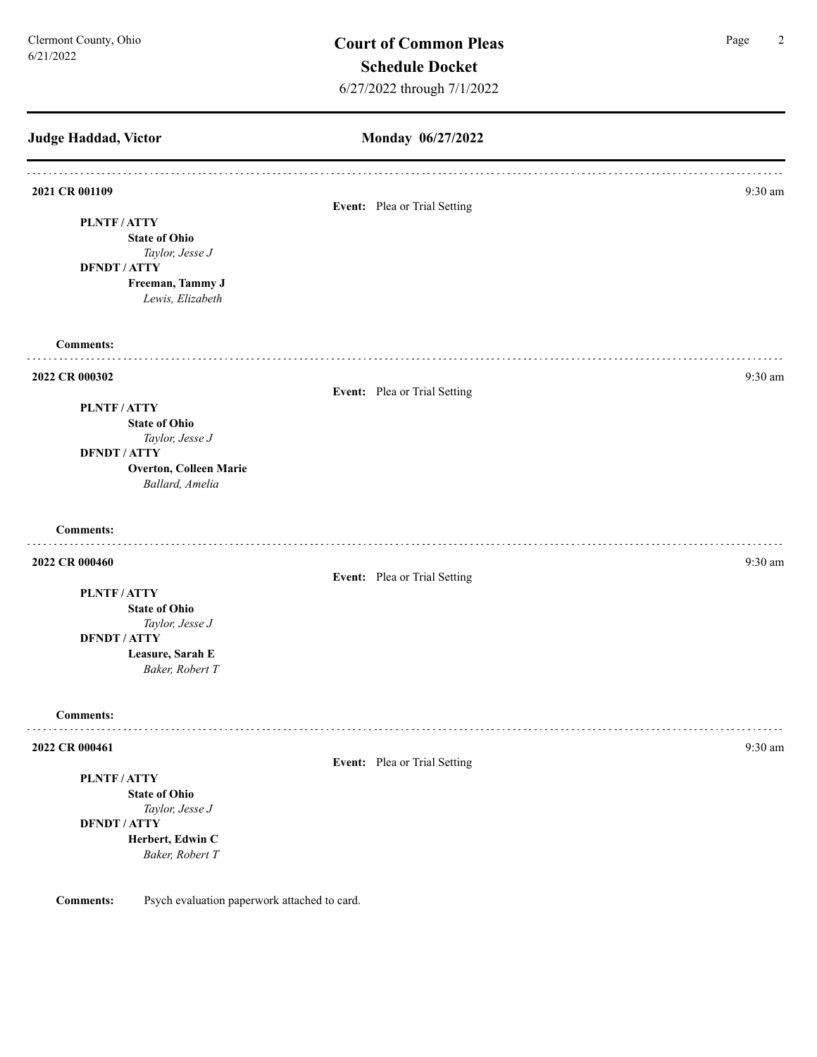## Judge Haddad, Victor

### Monday 06/27/2022

---

**2021 CR 001109** — 9:30 am

**Event:** Plea or Trial Setting

**PLNTF / ATTY**
**State of Ohio**
*Taylor, Jesse J*

**DFNDT / ATTY**
**Freeman, Tammy J**
*Lewis, Elizabeth*

**Comments:**

---

**2022 CR 000302** — 9:30 am

**Event:** Plea or Trial Setting

**PLNTF / ATTY**
**State of Ohio**
*Taylor, Jesse J*

**DFNDT / ATTY**
**Overton, Colleen Marie**
*Ballard, Amelia*

**Comments:**

---

**2022 CR 000460** — 9:30 am

**Event:** Plea or Trial Setting

**PLNTF / ATTY**
**State of Ohio**
*Taylor, Jesse J*

**DFNDT / ATTY**
**Leasure, Sarah E**
*Baker, Robert T*

**Comments:**

---

**2022 CR 000461** — 9:30 am

**Event:** Plea or Trial Setting

**PLNTF / ATTY**
**State of Ohio**
*Taylor, Jesse J*

**DFNDT / ATTY**
**Herbert, Edwin C**
*Baker, Robert T*

**Comments:** Psych evaluation paperwork attached to card.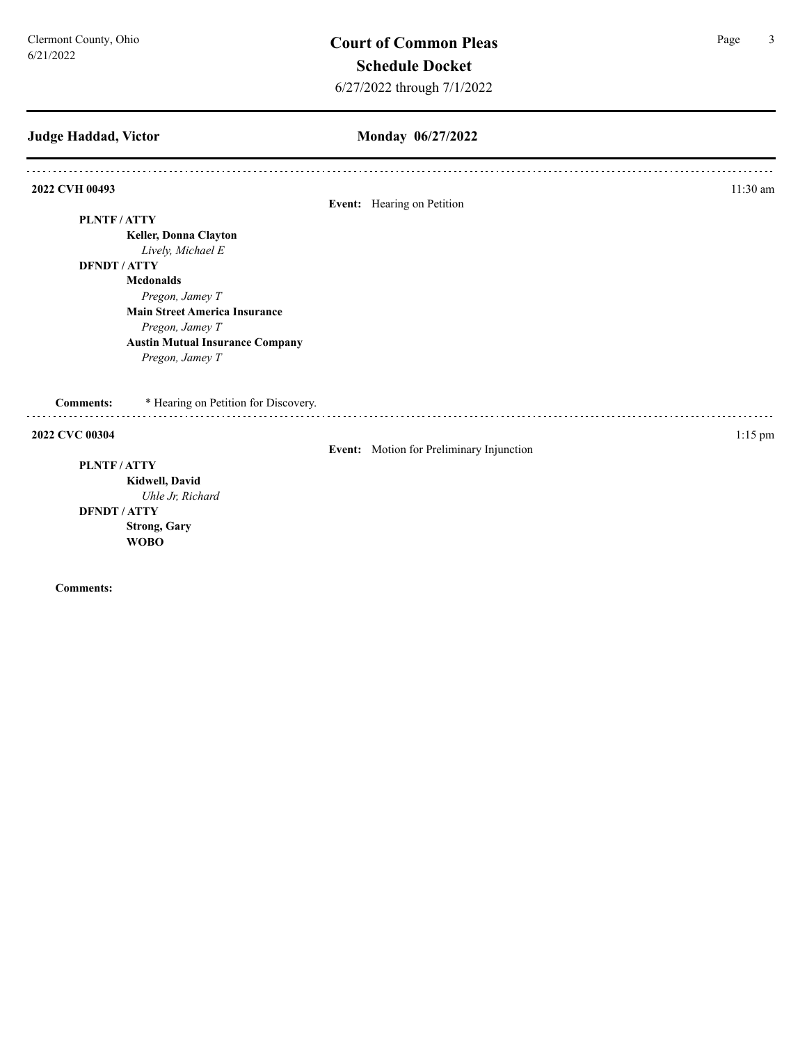# Court of Common Pleas

## Schedule Docket

6/27/2022 through 7/1/2022

Clermont County, Ohio
6/21/2022

**Judge Haddad, Victor** — **Monday 06/27/2022**

---

**2022 CVH 00493** — 11:30 am

**Event:** Hearing on Petition

**PLNTF / ATTY**
- **Keller, Donna Clayton**
  - *Lively, Michael E*

**DFNDT / ATTY**
- **Mcdonalds**
  - *Pregon, Jamey T*
- **Main Street America Insurance**
  - *Pregon, Jamey T*
- **Austin Mutual Insurance Company**
  - *Pregon, Jamey T*

**Comments:** * Hearing on Petition for Discovery.

---

**2022 CVC 00304** — 1:15 pm

**Event:** Motion for Preliminary Injunction

**PLNTF / ATTY**
- **Kidwell, David**
  - *Uhle Jr, Richard*

**DFNDT / ATTY**
- **Strong, Gary**
- **WOBO**

**Comments:**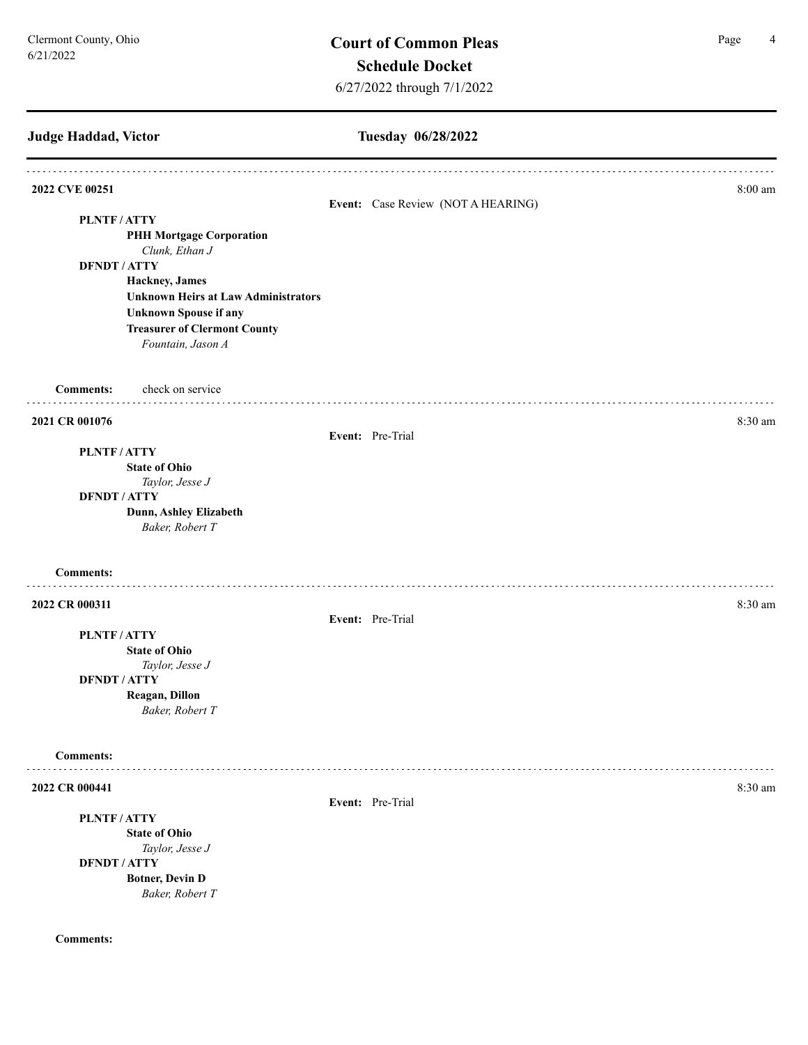## Judge Haddad, Victor — Tuesday 06/28/2022

---

**2022 CVE 00251** — 8:00 am

**Event:** Case Review (NOT A HEARING)

**PLNTF / ATTY**
- **PHH Mortgage Corporation**
  - *Clunk, Ethan J*

**DFNDT / ATTY**
- **Hackney, James**
- **Unknown Heirs at Law Administrators**
- **Unknown Spouse if any**
- **Treasurer of Clermont County**
  - *Fountain, Jason A*

**Comments:** check on service

---

**2021 CR 001076** — 8:30 am

**Event:** Pre-Trial

**PLNTF / ATTY**
- **State of Ohio**
  - *Taylor, Jesse J*

**DFNDT / ATTY**
- **Dunn, Ashley Elizabeth**
  - *Baker, Robert T*

**Comments:**

---

**2022 CR 000311** — 8:30 am

**Event:** Pre-Trial

**PLNTF / ATTY**
- **State of Ohio**
  - *Taylor, Jesse J*

**DFNDT / ATTY**
- **Reagan, Dillon**
  - *Baker, Robert T*

**Comments:**

---

**2022 CR 000441** — 8:30 am

**Event:** Pre-Trial

**PLNTF / ATTY**
- **State of Ohio**
  - *Taylor, Jesse J*

**DFNDT / ATTY**
- **Botner, Devin D**
  - *Baker, Robert T*

**Comments:**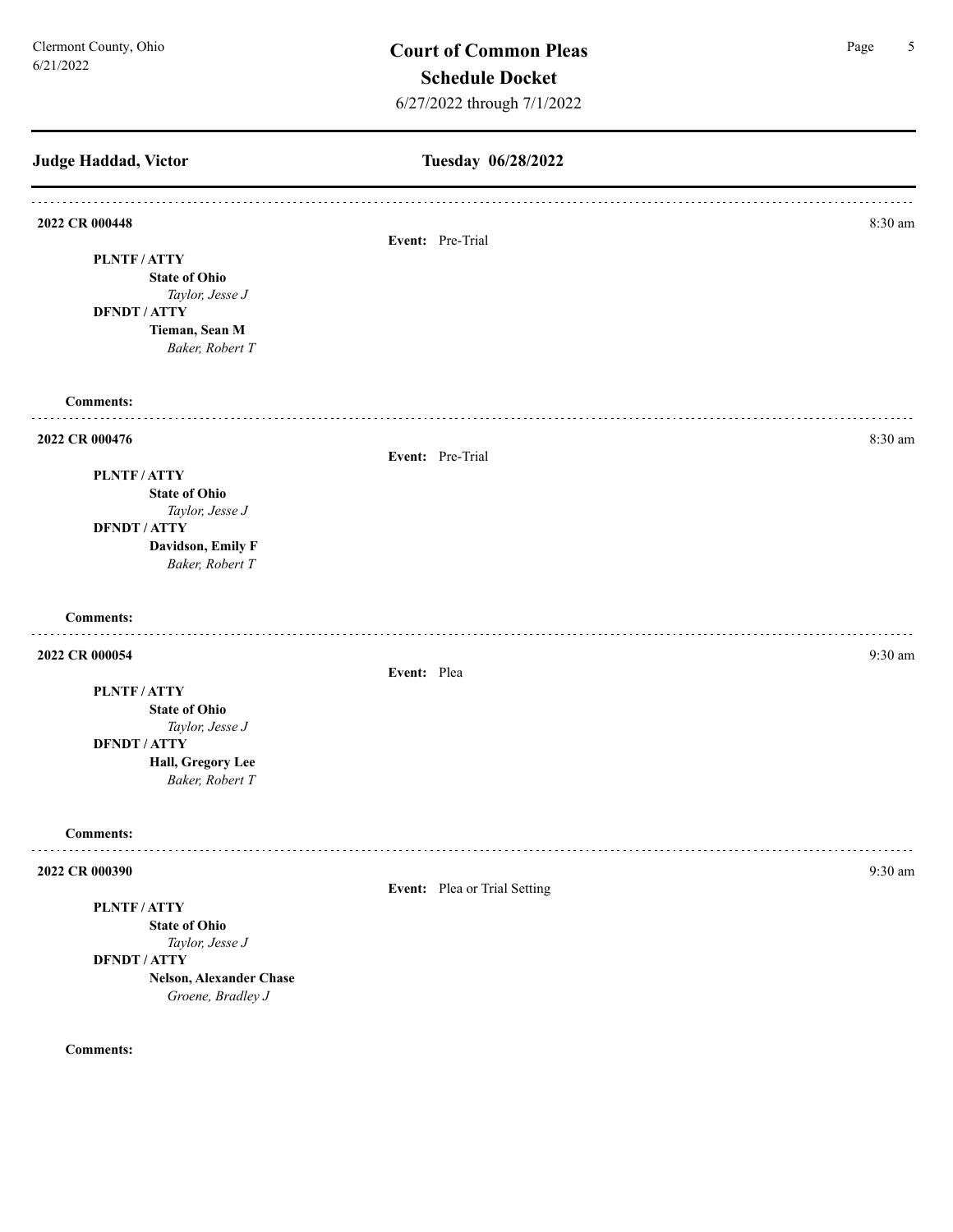# Court of Common Pleas

## Schedule Docket

6/27/2022 through 7/1/2022

Clermont County, Ohio
6/21/2022

## Judge Haddad, Victor — Tuesday 06/28/2022

---

**2022 CR 000448** — 8:30 am

**Event:** Pre-Trial

**PLNTF / ATTY**
**State of Ohio**
*Taylor, Jesse J*

**DFNDT / ATTY**
**Tieman, Sean M**
*Baker, Robert T*

**Comments:**

---

**2022 CR 000476** — 8:30 am

**Event:** Pre-Trial

**PLNTF / ATTY**
**State of Ohio**
*Taylor, Jesse J*

**DFNDT / ATTY**
**Davidson, Emily F**
*Baker, Robert T*

**Comments:**

---

**2022 CR 000054** — 9:30 am

**Event:** Plea

**PLNTF / ATTY**
**State of Ohio**
*Taylor, Jesse J*

**DFNDT / ATTY**
**Hall, Gregory Lee**
*Baker, Robert T*

**Comments:**

---

**2022 CR 000390** — 9:30 am

**Event:** Plea or Trial Setting

**PLNTF / ATTY**
**State of Ohio**
*Taylor, Jesse J*

**DFNDT / ATTY**
**Nelson, Alexander Chase**
*Groene, Bradley J*

**Comments:**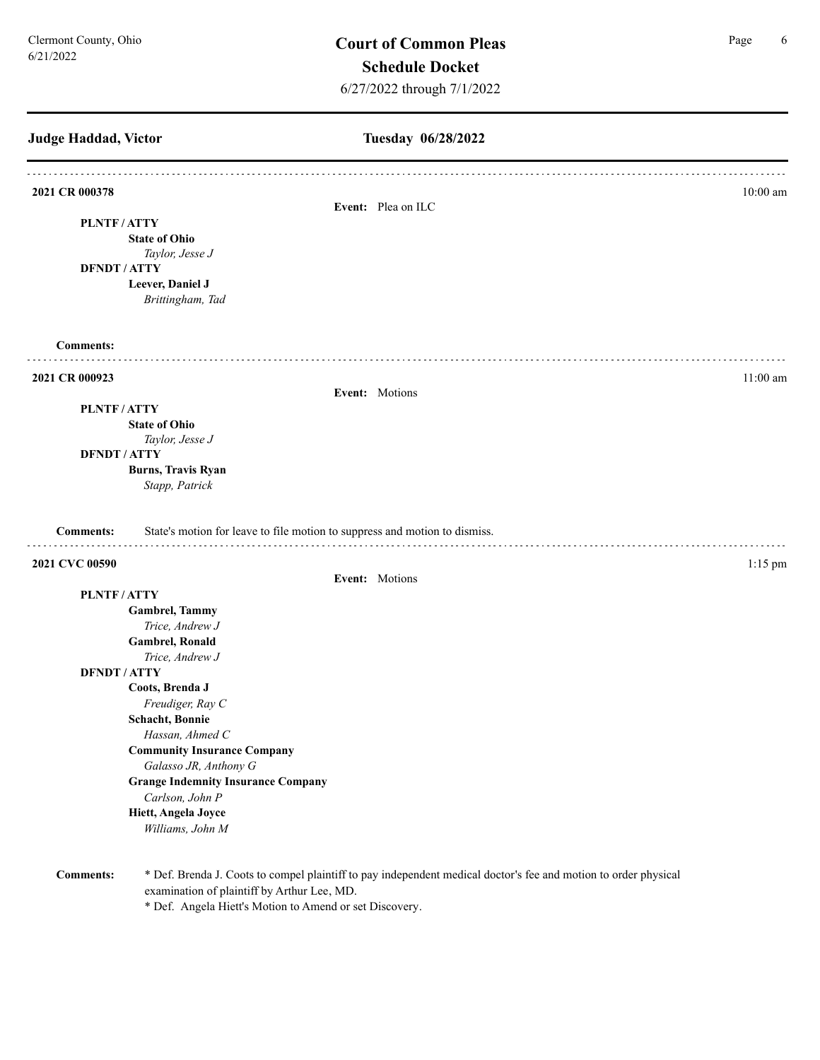# Court of Common Pleas

## Schedule Docket

6/27/2022 through 7/1/2022

Clermont County, Ohio
6/21/2022

**Judge Haddad, Victor** — **Tuesday 06/28/2022**

---

**2021 CR 000378** — 10:00 am

**Event:** Plea on ILC

**PLNTF / ATTY**
- **State of Ohio**
  - *Taylor, Jesse J*

**DFNDT / ATTY**
- **Leever, Daniel J**
  - *Brittingham, Tad*

**Comments:**

---

**2021 CR 000923** — 11:00 am

**Event:** Motions

**PLNTF / ATTY**
- **State of Ohio**
  - *Taylor, Jesse J*

**DFNDT / ATTY**
- **Burns, Travis Ryan**
  - *Stapp, Patrick*

**Comments:** State's motion for leave to file motion to suppress and motion to dismiss.

---

**2021 CVC 00590** — 1:15 pm

**Event:** Motions

**PLNTF / ATTY**
- **Gambrel, Tammy**
  - *Trice, Andrew J*
- **Gambrel, Ronald**
  - *Trice, Andrew J*

**DFNDT / ATTY**
- **Coots, Brenda J**
  - *Freudiger, Ray C*
- **Schacht, Bonnie**
  - *Hassan, Ahmed C*
- **Community Insurance Company**
  - *Galasso JR, Anthony G*
- **Grange Indemnity Insurance Company**
  - *Carlson, John P*
- **Hiett, Angela Joyce**
  - *Williams, John M*

**Comments:**
* Def. Brenda J. Coots to compel plaintiff to pay independent medical doctor's fee and motion to order physical examination of plaintiff by Arthur Lee, MD.
* Def. Angela Hiett's Motion to Amend or set Discovery.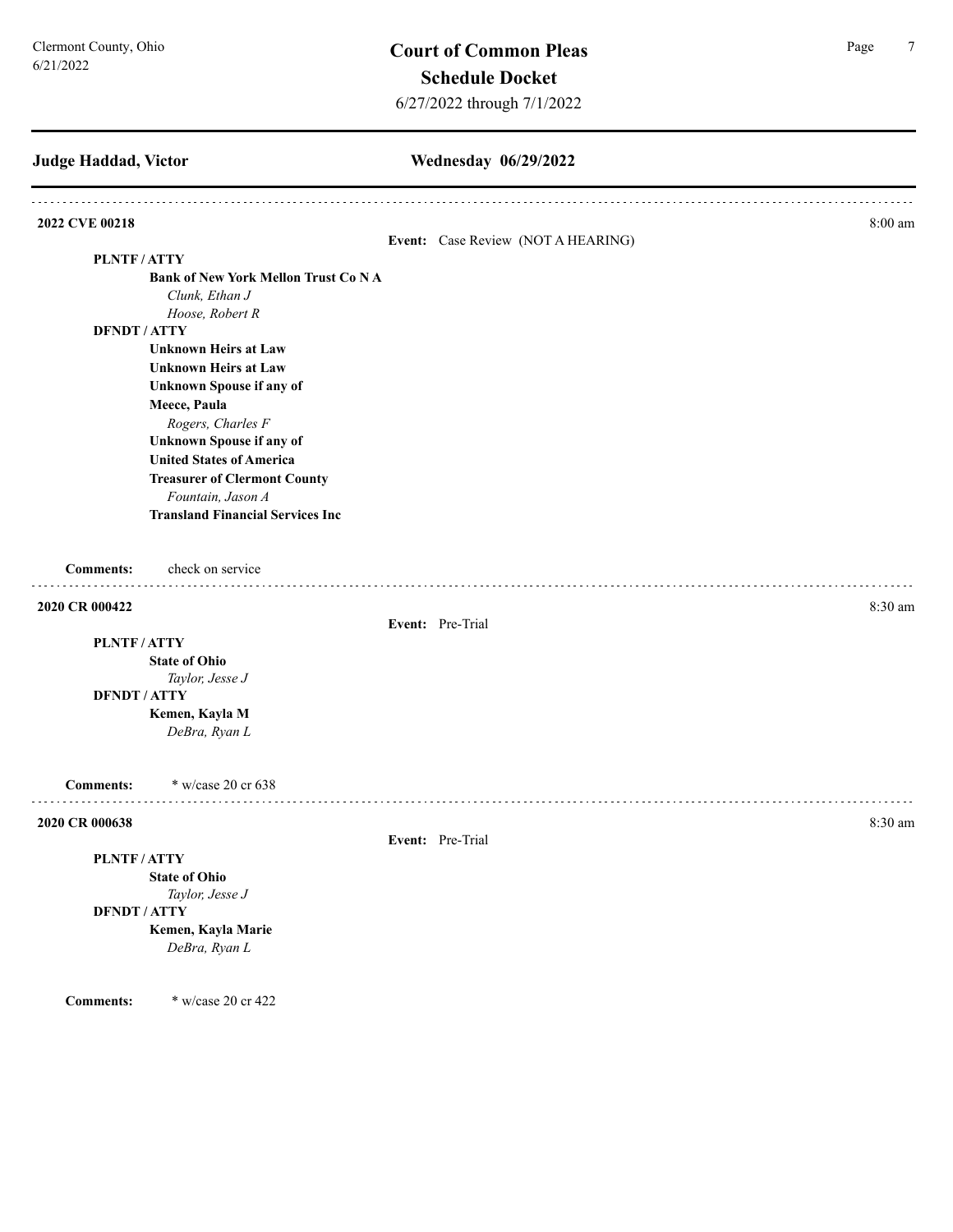## Judge Haddad, Victor

## Wednesday 06/29/2022

---

**2022 CVE 00218** — 8:00 am

**Event:** Case Review (NOT A HEARING)

**PLNTF / ATTY**

- **Bank of New York Mellon Trust Co N A**
  - *Clunk, Ethan J*
  - *Hoose, Robert R*

**DFNDT / ATTY**

- **Unknown Heirs at Law**
- **Unknown Heirs at Law**
- **Unknown Spouse if any of**
- **Meece, Paula**
  - *Rogers, Charles F*
- **Unknown Spouse if any of**
- **United States of America**
- **Treasurer of Clermont County**
  - *Fountain, Jason A*
- **Transland Financial Services Inc**

**Comments:** check on service

---

**2020 CR 000422** — 8:30 am

**Event:** Pre-Trial

**PLNTF / ATTY**

- **State of Ohio**
  - *Taylor, Jesse J*

**DFNDT / ATTY**

- **Kemen, Kayla M**
  - *DeBra, Ryan L*

**Comments:** * w/case 20 cr 638

---

**2020 CR 000638** — 8:30 am

**Event:** Pre-Trial

**PLNTF / ATTY**

- **State of Ohio**
  - *Taylor, Jesse J*

**DFNDT / ATTY**

- **Kemen, Kayla Marie**
  - *DeBra, Ryan L*

**Comments:** * w/case 20 cr 422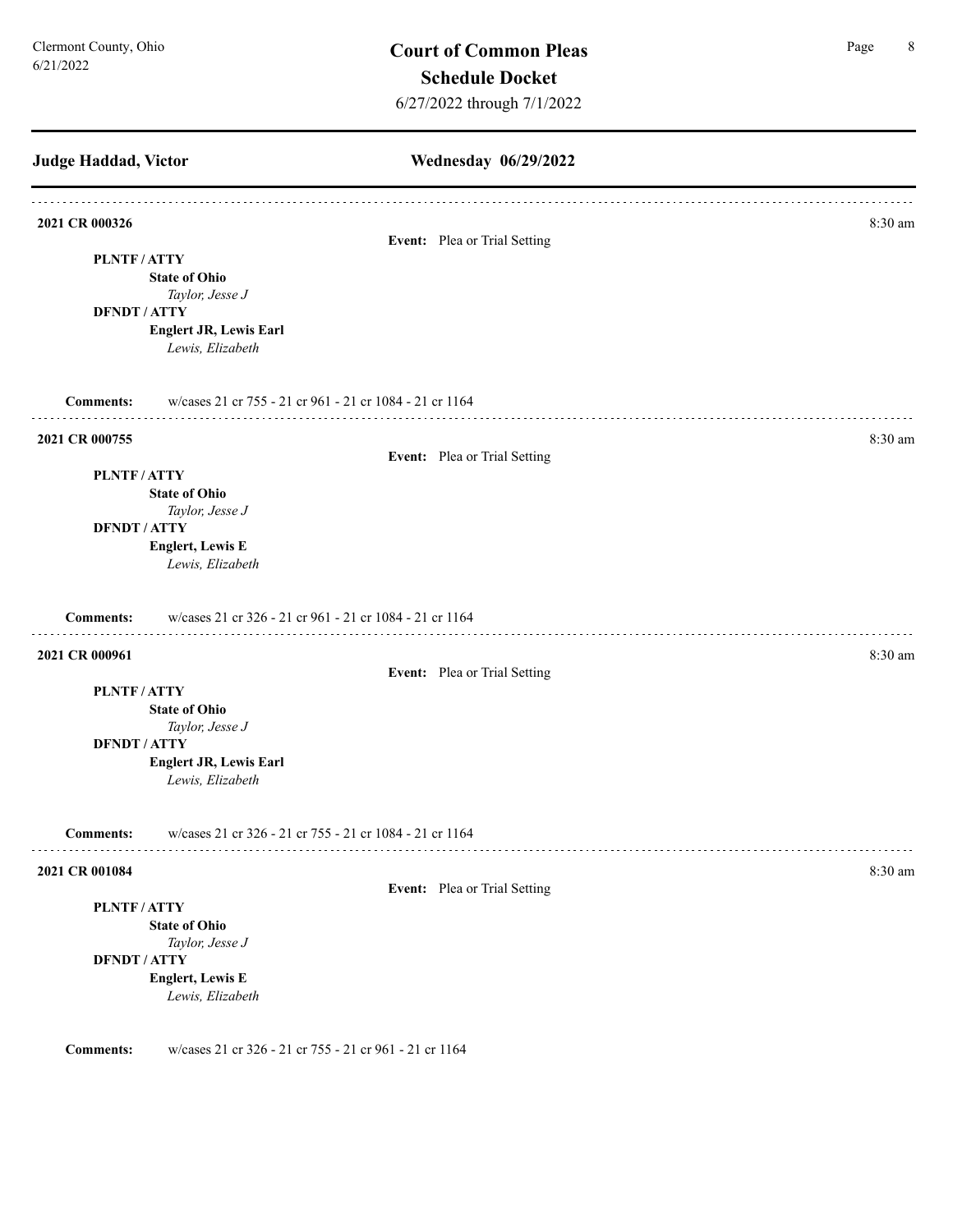## Judge Haddad, Victor

### Wednesday 06/29/2022

---

**2021 CR 000326** — 8:30 am

**Event:** Plea or Trial Setting

**PLNTF / ATTY**
- **State of Ohio**
  - *Taylor, Jesse J*

**DFNDT / ATTY**
- **Englert JR, Lewis Earl**
  - *Lewis, Elizabeth*

**Comments:** w/cases 21 cr 755 - 21 cr 961 - 21 cr 1084 - 21 cr 1164

---

**2021 CR 000755** — 8:30 am

**Event:** Plea or Trial Setting

**PLNTF / ATTY**
- **State of Ohio**
  - *Taylor, Jesse J*

**DFNDT / ATTY**
- **Englert, Lewis E**
  - *Lewis, Elizabeth*

**Comments:** w/cases 21 cr 326 - 21 cr 961 - 21 cr 1084 - 21 cr 1164

---

**2021 CR 000961** — 8:30 am

**Event:** Plea or Trial Setting

**PLNTF / ATTY**
- **State of Ohio**
  - *Taylor, Jesse J*

**DFNDT / ATTY**
- **Englert JR, Lewis Earl**
  - *Lewis, Elizabeth*

**Comments:** w/cases 21 cr 326 - 21 cr 755 - 21 cr 1084 - 21 cr 1164

---

**2021 CR 001084** — 8:30 am

**Event:** Plea or Trial Setting

**PLNTF / ATTY**
- **State of Ohio**
  - *Taylor, Jesse J*

**DFNDT / ATTY**
- **Englert, Lewis E**
  - *Lewis, Elizabeth*

**Comments:** w/cases 21 cr 326 - 21 cr 755 - 21 cr 961 - 21 cr 1164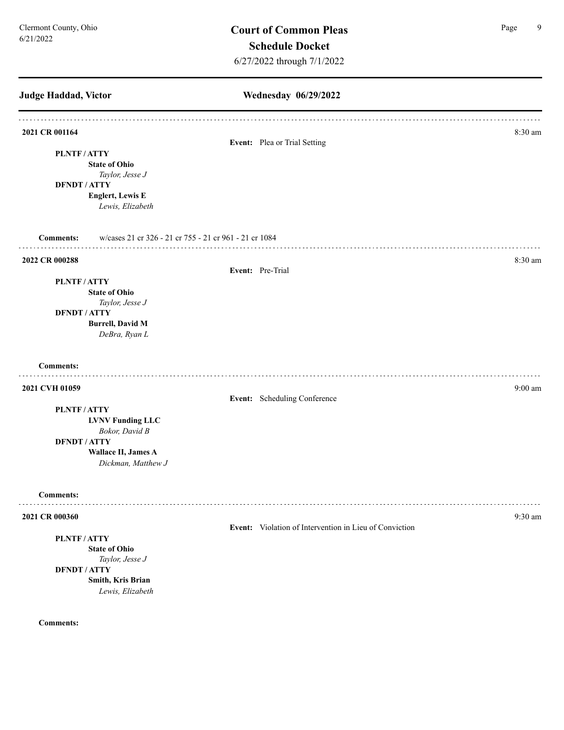## Judge Haddad, Victor

## Wednesday 06/29/2022

---

**2021 CR 001164** — 8:30 am

**Event:** Plea or Trial Setting

**PLNTF / ATTY**
- **State of Ohio**
  - *Taylor, Jesse J*

**DFNDT / ATTY**
- **Englert, Lewis E**
  - *Lewis, Elizabeth*

**Comments:** w/cases 21 cr 326 - 21 cr 755 - 21 cr 961 - 21 cr 1084

---

**2022 CR 000288** — 8:30 am

**Event:** Pre-Trial

**PLNTF / ATTY**
- **State of Ohio**
  - *Taylor, Jesse J*

**DFNDT / ATTY**
- **Burrell, David M**
  - *DeBra, Ryan L*

**Comments:**

---

**2021 CVH 01059** — 9:00 am

**Event:** Scheduling Conference

**PLNTF / ATTY**
- **LVNV Funding LLC**
  - *Bokor, David B*

**DFNDT / ATTY**
- **Wallace II, James A**
  - *Dickman, Matthew J*

**Comments:**

---

**2021 CR 000360** — 9:30 am

**Event:** Violation of Intervention in Lieu of Conviction

**PLNTF / ATTY**
- **State of Ohio**
  - *Taylor, Jesse J*

**DFNDT / ATTY**
- **Smith, Kris Brian**
  - *Lewis, Elizabeth*

**Comments:**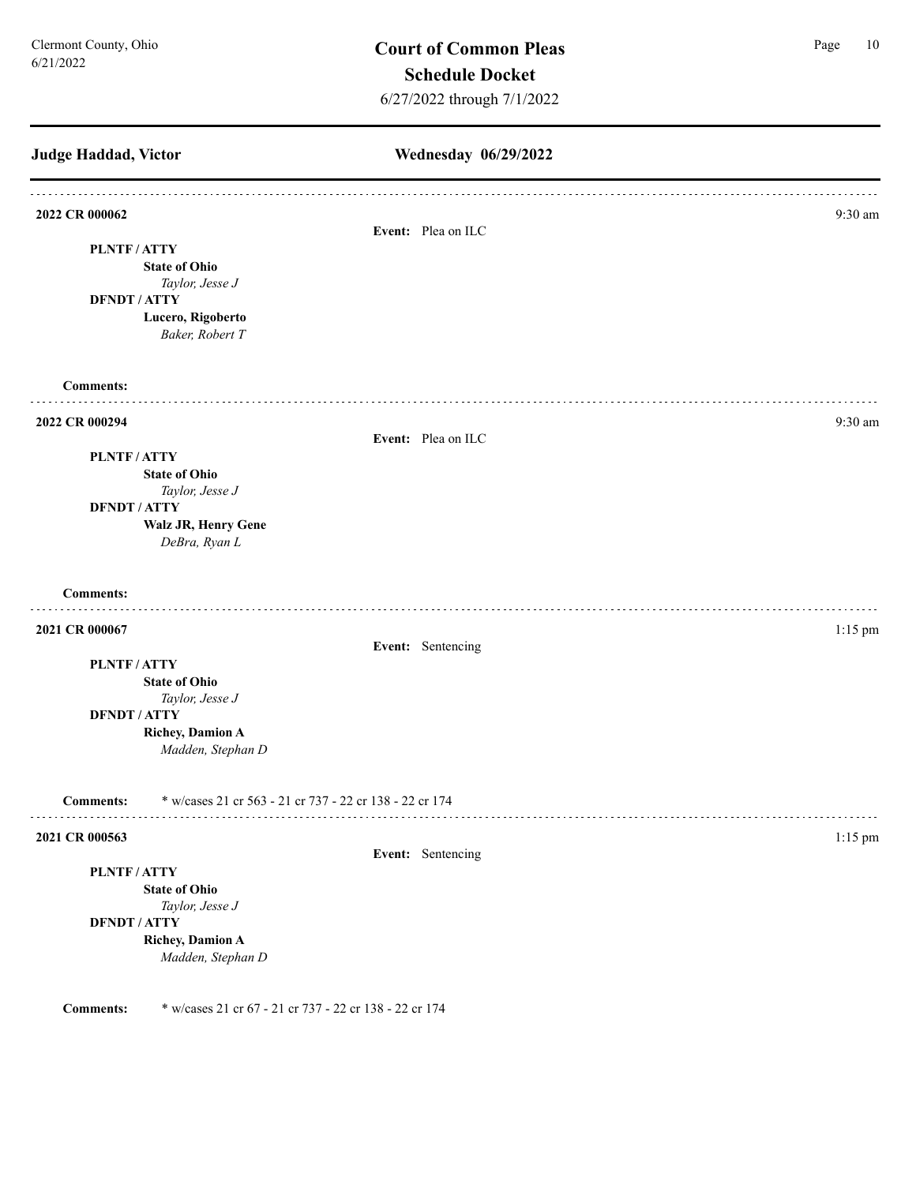# Court of Common Pleas
## Schedule Docket
6/27/2022 through 7/1/2022

Clermont County, Ohio
6/21/2022

**Judge Haddad, Victor** | **Wednesday 06/29/2022**

---

**2022 CR 000062** — 9:30 am

**Event:** Plea on ILC

**PLNTF / ATTY**
**State of Ohio**
*Taylor, Jesse J*

**DFNDT / ATTY**
**Lucero, Rigoberto**
*Baker, Robert T*

**Comments:**

---

**2022 CR 000294** — 9:30 am

**Event:** Plea on ILC

**PLNTF / ATTY**
**State of Ohio**
*Taylor, Jesse J*

**DFNDT / ATTY**
**Walz JR, Henry Gene**
*DeBra, Ryan L*

**Comments:**

---

**2021 CR 000067** — 1:15 pm

**Event:** Sentencing

**PLNTF / ATTY**
**State of Ohio**
*Taylor, Jesse J*

**DFNDT / ATTY**
**Richey, Damion A**
*Madden, Stephan D*

**Comments:** * w/cases 21 cr 563 - 21 cr 737 - 22 cr 138 - 22 cr 174

---

**2021 CR 000563** — 1:15 pm

**Event:** Sentencing

**PLNTF / ATTY**
**State of Ohio**
*Taylor, Jesse J*

**DFNDT / ATTY**
**Richey, Damion A**
*Madden, Stephan D*

**Comments:** * w/cases 21 cr 67 - 21 cr 737 - 22 cr 138 - 22 cr 174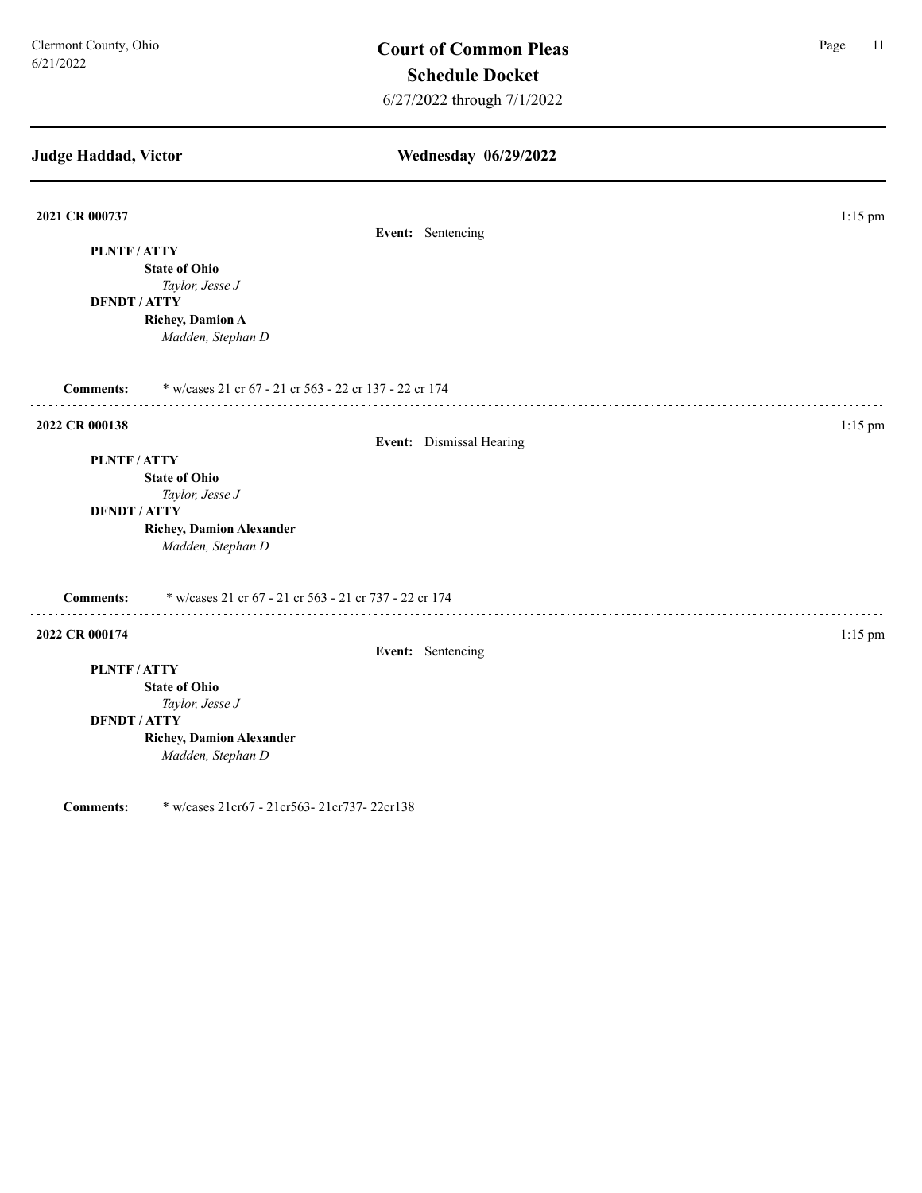## Judge Haddad, Victor

### Wednesday 06/29/2022

---

**2021 CR 000737** — 1:15 pm

**Event:** Sentencing

**PLNTF / ATTY**
**State of Ohio**
*Taylor, Jesse J*

**DFNDT / ATTY**
**Richey, Damion A**
*Madden, Stephan D*

**Comments:** * w/cases 21 cr 67 - 21 cr 563 - 22 cr 137 - 22 cr 174

---

**2022 CR 000138** — 1:15 pm

**Event:** Dismissal Hearing

**PLNTF / ATTY**
**State of Ohio**
*Taylor, Jesse J*

**DFNDT / ATTY**
**Richey, Damion Alexander**
*Madden, Stephan D*

**Comments:** * w/cases 21 cr 67 - 21 cr 563 - 21 cr 737 - 22 cr 174

---

**2022 CR 000174** — 1:15 pm

**Event:** Sentencing

**PLNTF / ATTY**
**State of Ohio**
*Taylor, Jesse J*

**DFNDT / ATTY**
**Richey, Damion Alexander**
*Madden, Stephan D*

**Comments:** * w/cases 21cr67 - 21cr563- 21cr737- 22cr138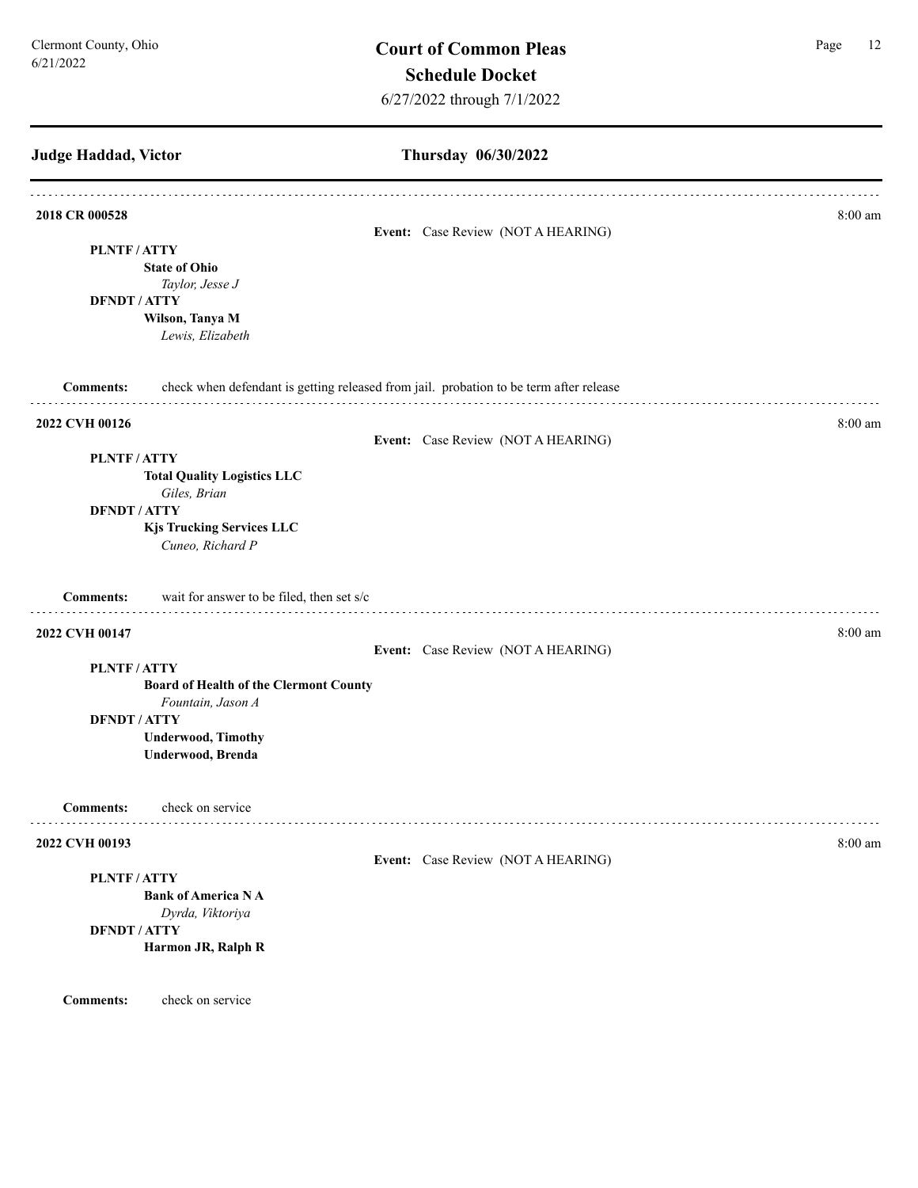## Judge Haddad, Victor — Thursday 06/30/2022

---

**2018 CR 000528** — 8:00 am

**Event:** Case Review (NOT A HEARING)

**PLNTF / ATTY**
- **State of Ohio**
  - *Taylor, Jesse J*

**DFNDT / ATTY**
- **Wilson, Tanya M**
  - *Lewis, Elizabeth*

**Comments:** check when defendant is getting released from jail. probation to be term after release

---

**2022 CVH 00126** — 8:00 am

**Event:** Case Review (NOT A HEARING)

**PLNTF / ATTY**
- **Total Quality Logistics LLC**
  - *Giles, Brian*

**DFNDT / ATTY**
- **Kjs Trucking Services LLC**
  - *Cuneo, Richard P*

**Comments:** wait for answer to be filed, then set s/c

---

**2022 CVH 00147** — 8:00 am

**Event:** Case Review (NOT A HEARING)

**PLNTF / ATTY**
- **Board of Health of the Clermont County**
  - *Fountain, Jason A*

**DFNDT / ATTY**
- **Underwood, Timothy**
- **Underwood, Brenda**

**Comments:** check on service

---

**2022 CVH 00193** — 8:00 am

**Event:** Case Review (NOT A HEARING)

**PLNTF / ATTY**
- **Bank of America N A**
  - *Dyrda, Viktoriya*

**DFNDT / ATTY**
- **Harmon JR, Ralph R**

**Comments:** check on service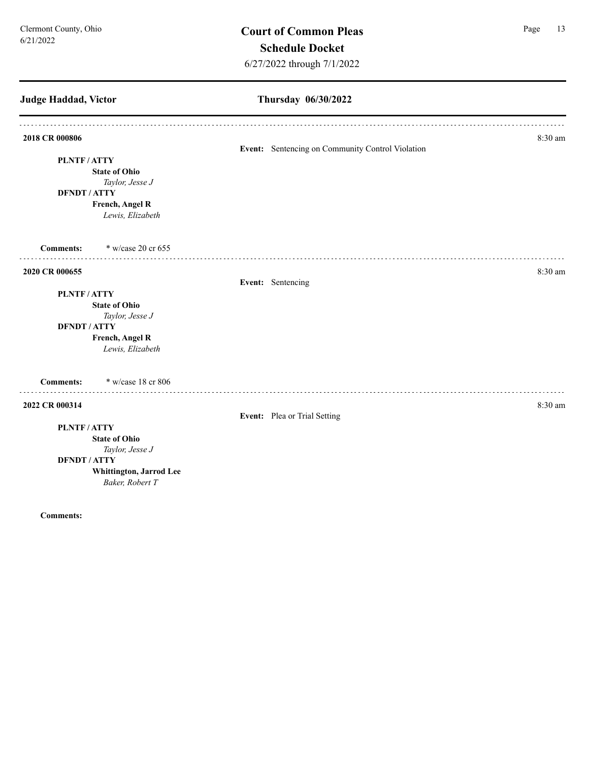## Judge Haddad, Victor

## Thursday 06/30/2022

---

**2018 CR 000806** 8:30 am

**Event:** Sentencing on Community Control Violation

**PLNTF / ATTY**

**State of Ohio**
*Taylor, Jesse J*

**DFNDT / ATTY**

**French, Angel R**
*Lewis, Elizabeth*

**Comments:** * w/case 20 cr 655

---

**2020 CR 000655** 8:30 am

**Event:** Sentencing

**PLNTF / ATTY**

**State of Ohio**
*Taylor, Jesse J*

**DFNDT / ATTY**

**French, Angel R**
*Lewis, Elizabeth*

**Comments:** * w/case 18 cr 806

---

**2022 CR 000314** 8:30 am

**Event:** Plea or Trial Setting

**PLNTF / ATTY**

**State of Ohio**
*Taylor, Jesse J*

**DFNDT / ATTY**

**Whittington, Jarrod Lee**
*Baker, Robert T*

**Comments:**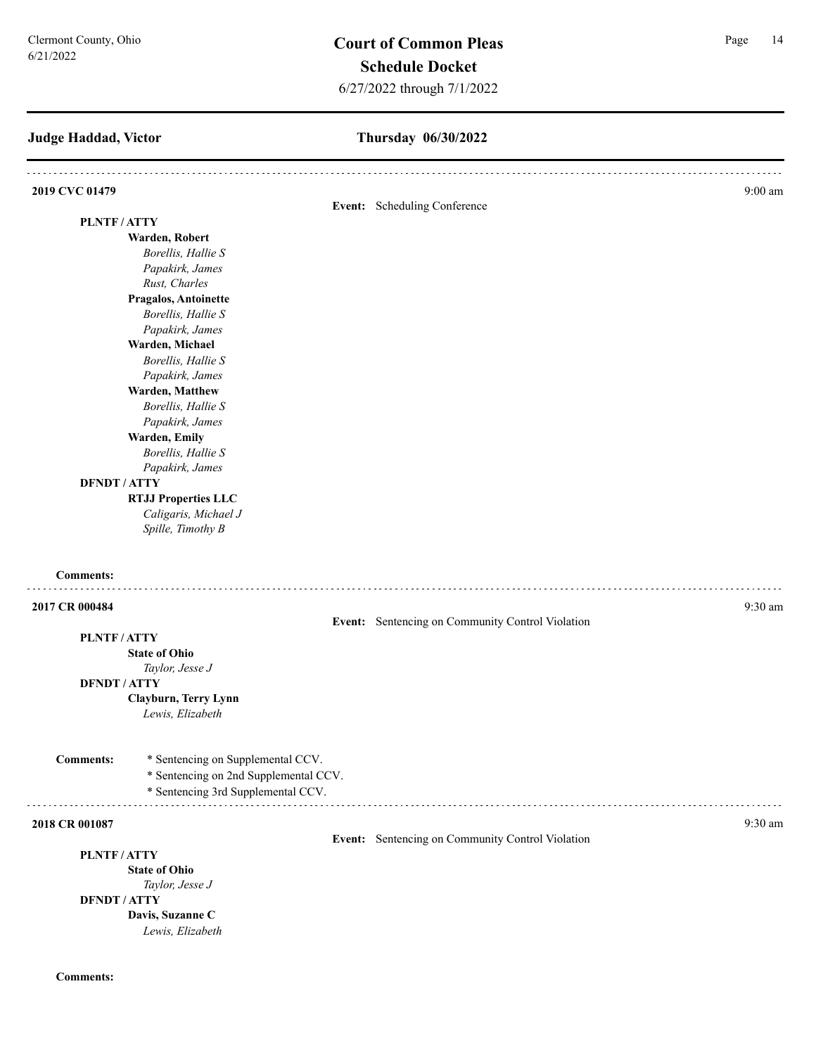**Judge Haddad, Victor** **Thursday 06/30/2022**

---

**2019 CVC 01479** 9:00 am

**Event:** Scheduling Conference

**PLNTF / ATTY**

- **Warden, Robert**
  - *Borellis, Hallie S*
  - *Papakirk, James*
  - *Rust, Charles*
- **Pragalos, Antoinette**
  - *Borellis, Hallie S*
  - *Papakirk, James*
- **Warden, Michael**
  - *Borellis, Hallie S*
  - *Papakirk, James*
- **Warden, Matthew**
  - *Borellis, Hallie S*
  - *Papakirk, James*
- **Warden, Emily**
  - *Borellis, Hallie S*
  - *Papakirk, James*

**DFNDT / ATTY**

- **RTJJ Properties LLC**
  - *Caligaris, Michael J*
  - *Spille, Timothy B*

**Comments:**

---

**2017 CR 000484** 9:30 am

**Event:** Sentencing on Community Control Violation

**PLNTF / ATTY**

- **State of Ohio**
  - *Taylor, Jesse J*

**DFNDT / ATTY**

- **Clayburn, Terry Lynn**
  - *Lewis, Elizabeth*

**Comments:**

* Sentencing on Supplemental CCV.
* Sentencing on 2nd Supplemental CCV.
* Sentencing 3rd Supplemental CCV.

---

**2018 CR 001087** 9:30 am

**Event:** Sentencing on Community Control Violation

**PLNTF / ATTY**

- **State of Ohio**
  - *Taylor, Jesse J*

**DFNDT / ATTY**

- **Davis, Suzanne C**
  - *Lewis, Elizabeth*

**Comments:**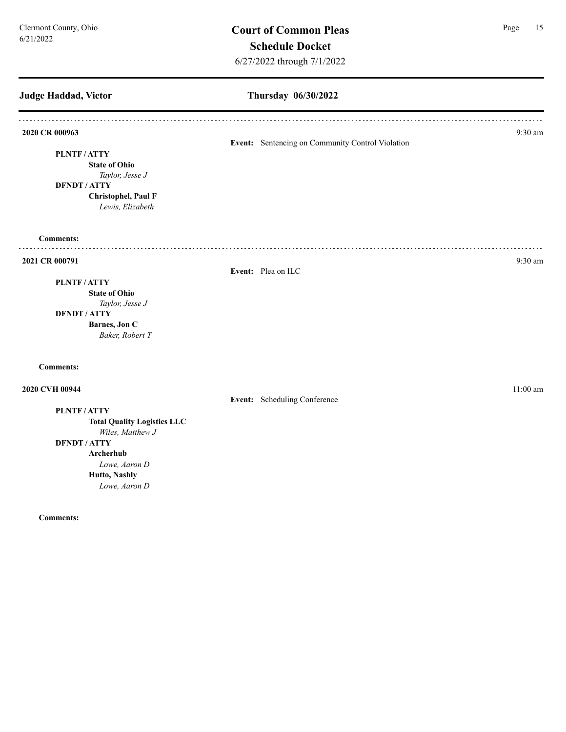## Judge Haddad, Victor

## Thursday 06/30/2022

---

**2020 CR 000963** — 9:30 am

**Event:** Sentencing on Community Control Violation

**PLNTF / ATTY**

**State of Ohio**
*Taylor, Jesse J*

**DFNDT / ATTY**

**Christophel, Paul F**
*Lewis, Elizabeth*

**Comments:**

---

**2021 CR 000791** — 9:30 am

**Event:** Plea on ILC

**PLNTF / ATTY**

**State of Ohio**
*Taylor, Jesse J*

**DFNDT / ATTY**

**Barnes, Jon C**
*Baker, Robert T*

**Comments:**

---

**2020 CVH 00944** — 11:00 am

**Event:** Scheduling Conference

**PLNTF / ATTY**

**Total Quality Logistics LLC**
*Wiles, Matthew J*

**DFNDT / ATTY**

**Archerhub**
*Lowe, Aaron D*

**Hutto, Nashly**
*Lowe, Aaron D*

**Comments:**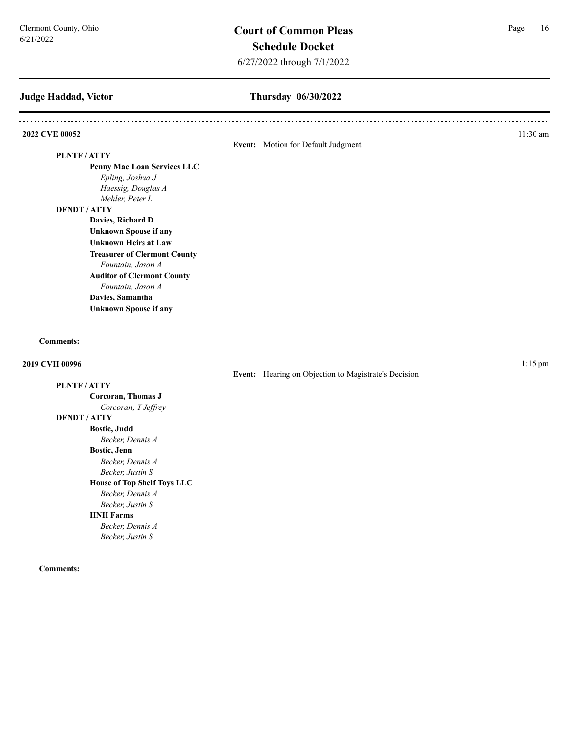## Judge Haddad, Victor

### Thursday 06/30/2022

**2022 CVE 00052** — 11:30 am

**Event:** Motion for Default Judgment

**PLNTF / ATTY**

- **Penny Mac Loan Services LLC**
  - *Epling, Joshua J*
  - *Haessig, Douglas A*
  - *Mehler, Peter L*

**DFNDT / ATTY**

- **Davies, Richard D**
- **Unknown Spouse if any**
- **Unknown Heirs at Law**
- **Treasurer of Clermont County**
  - *Fountain, Jason A*
- **Auditor of Clermont County**
  - *Fountain, Jason A*
- **Davies, Samantha**
- **Unknown Spouse if any**

**Comments:**

---

**2019 CVH 00996** — 1:15 pm

**Event:** Hearing on Objection to Magistrate's Decision

**PLNTF / ATTY**

- **Corcoran, Thomas J**
  - *Corcoran, T Jeffrey*

**DFNDT / ATTY**

- **Bostic, Judd**
  - *Becker, Dennis A*
- **Bostic, Jenn**
  - *Becker, Dennis A*
  - *Becker, Justin S*
- **House of Top Shelf Toys LLC**
  - *Becker, Dennis A*
  - *Becker, Justin S*
- **HNH Farms**
  - *Becker, Dennis A*
  - *Becker, Justin S*

**Comments:**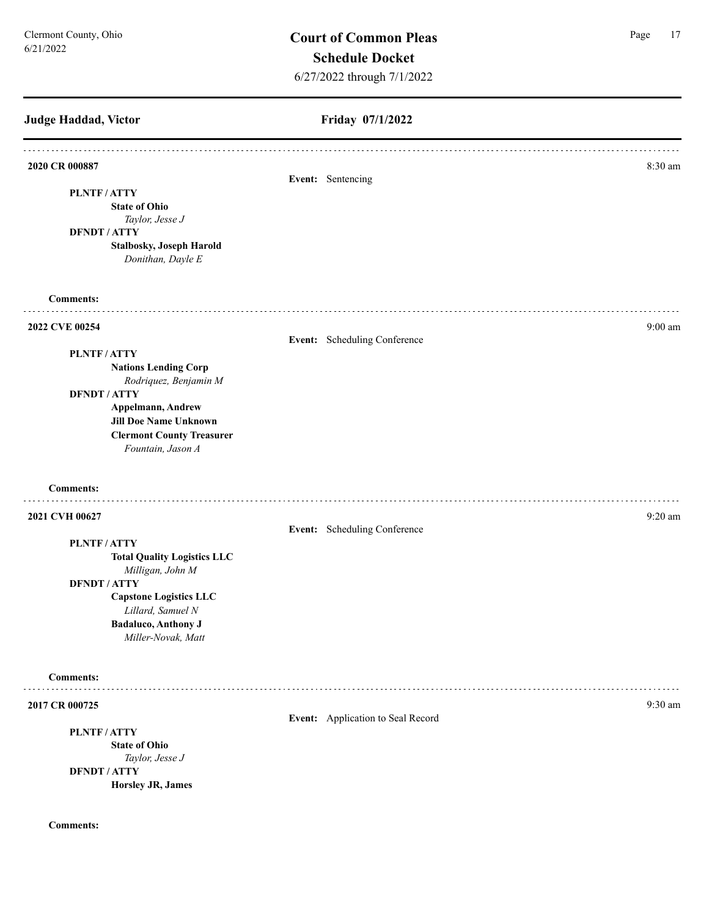## Judge Haddad, Victor

## Friday 07/1/2022

---

**2020 CR 000887** — 8:30 am

**Event:** Sentencing

**PLNTF / ATTY**

**State of Ohio**
*Taylor, Jesse J*

**DFNDT / ATTY**

**Stalbosky, Joseph Harold**
*Donithan, Dayle E*

**Comments:**

---

**2022 CVE 00254** — 9:00 am

**Event:** Scheduling Conference

**PLNTF / ATTY**

**Nations Lending Corp**
*Rodriquez, Benjamin M*

**DFNDT / ATTY**

**Appelmann, Andrew**
**Jill Doe Name Unknown**
**Clermont County Treasurer**
*Fountain, Jason A*

**Comments:**

---

**2021 CVH 00627** — 9:20 am

**Event:** Scheduling Conference

**PLNTF / ATTY**

**Total Quality Logistics LLC**
*Milligan, John M*

**DFNDT / ATTY**

**Capstone Logistics LLC**
*Lillard, Samuel N*
**Badaluco, Anthony J**
*Miller-Novak, Matt*

**Comments:**

---

**2017 CR 000725** — 9:30 am

**Event:** Application to Seal Record

**PLNTF / ATTY**

**State of Ohio**
*Taylor, Jesse J*

**DFNDT / ATTY**

**Horsley JR, James**

**Comments:**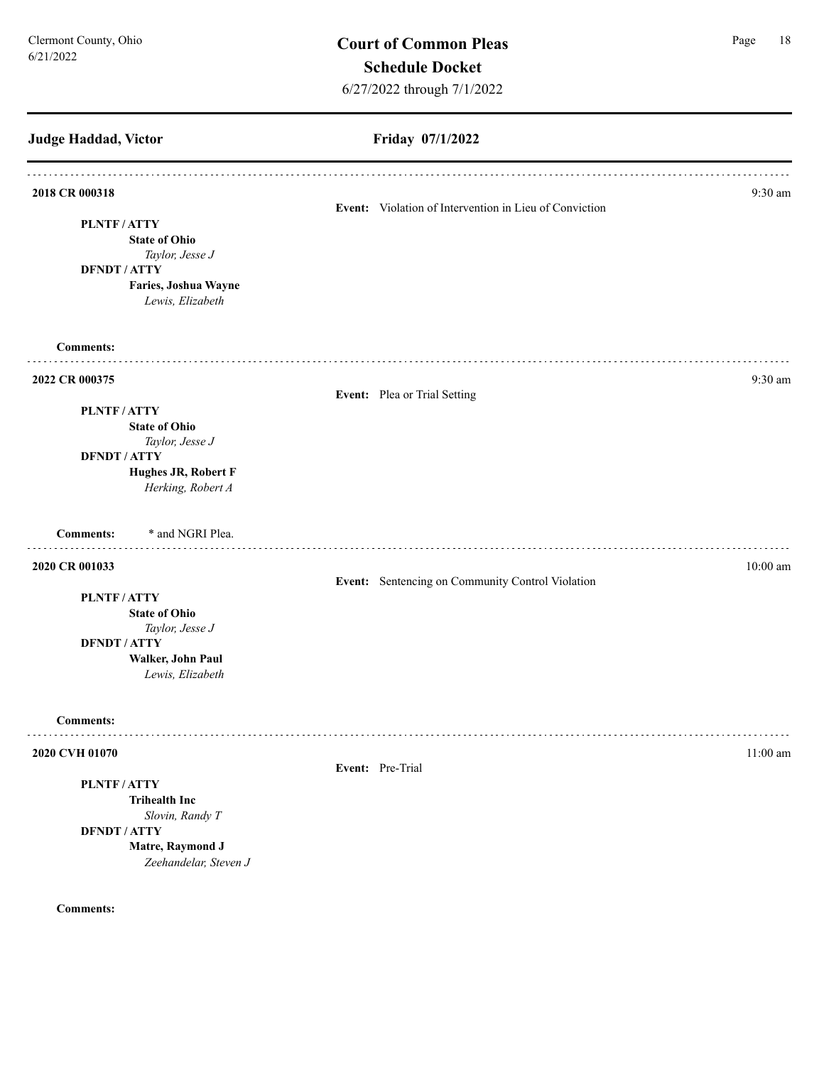## Judge Haddad, Victor

## Friday 07/1/2022

---

**2018 CR 000318** 9:30 am

**Event:** Violation of Intervention in Lieu of Conviction

**PLNTF / ATTY**
**State of Ohio**
*Taylor, Jesse J*

**DFNDT / ATTY**
**Faries, Joshua Wayne**
*Lewis, Elizabeth*

**Comments:**

---

**2022 CR 000375** 9:30 am

**Event:** Plea or Trial Setting

**PLNTF / ATTY**
**State of Ohio**
*Taylor, Jesse J*

**DFNDT / ATTY**
**Hughes JR, Robert F**
*Herking, Robert A*

**Comments:** * and NGRI Plea.

---

**2020 CR 001033** 10:00 am

**Event:** Sentencing on Community Control Violation

**PLNTF / ATTY**
**State of Ohio**
*Taylor, Jesse J*

**DFNDT / ATTY**
**Walker, John Paul**
*Lewis, Elizabeth*

**Comments:**

---

**2020 CVH 01070** 11:00 am

**Event:** Pre-Trial

**PLNTF / ATTY**
**Trihealth Inc**
*Slovin, Randy T*

**DFNDT / ATTY**
**Matre, Raymond J**
*Zeehandelar, Steven J*

**Comments:**